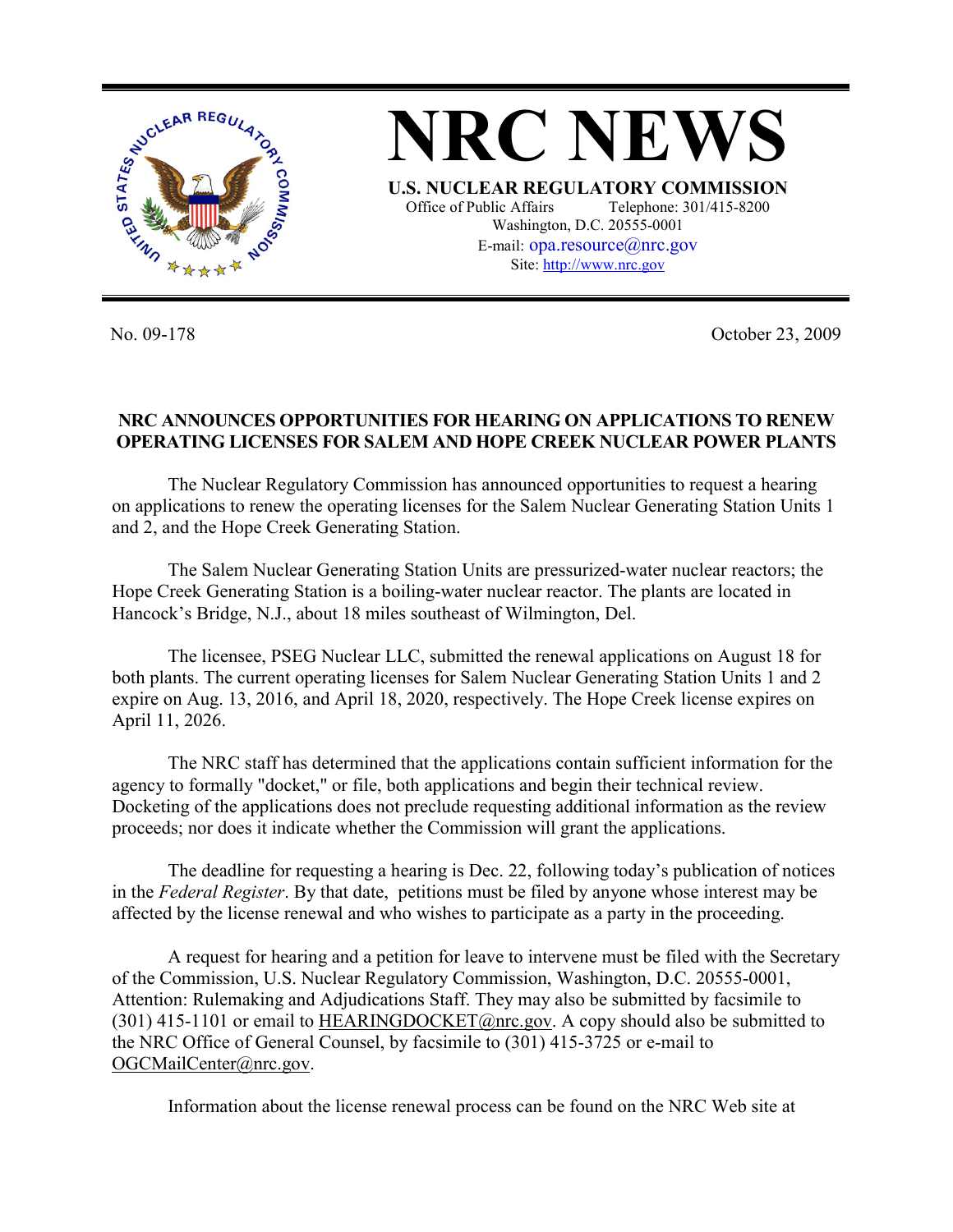# NRC NEWS

**U.S. NUCLEAR REGULATORY COMMISSION**
Office of Public Affairs Telephone: 301/415-8200
Washington, D.C. 20555-0001
E-mail: opa.resource@nrc.gov
Site: http://www.nrc.gov

No. 09-178 October 23, 2009

## NRC ANNOUNCES OPPORTUNITIES FOR HEARING ON APPLICATIONS TO RENEW OPERATING LICENSES FOR SALEM AND HOPE CREEK NUCLEAR POWER PLANTS

The Nuclear Regulatory Commission has announced opportunities to request a hearing on applications to renew the operating licenses for the Salem Nuclear Generating Station Units 1 and 2, and the Hope Creek Generating Station.

The Salem Nuclear Generating Station Units are pressurized-water nuclear reactors; the Hope Creek Generating Station is a boiling-water nuclear reactor. The plants are located in Hancock's Bridge, N.J., about 18 miles southeast of Wilmington, Del.

The licensee, PSEG Nuclear LLC, submitted the renewal applications on August 18 for both plants. The current operating licenses for Salem Nuclear Generating Station Units 1 and 2 expire on Aug. 13, 2016, and April 18, 2020, respectively. The Hope Creek license expires on April 11, 2026.

The NRC staff has determined that the applications contain sufficient information for the agency to formally "docket," or file, both applications and begin their technical review. Docketing of the applications does not preclude requesting additional information as the review proceeds; nor does it indicate whether the Commission will grant the applications.

The deadline for requesting a hearing is Dec. 22, following today's publication of notices in the *Federal Register*. By that date, petitions must be filed by anyone whose interest may be affected by the license renewal and who wishes to participate as a party in the proceeding.

A request for hearing and a petition for leave to intervene must be filed with the Secretary of the Commission, U.S. Nuclear Regulatory Commission, Washington, D.C. 20555-0001, Attention: Rulemaking and Adjudications Staff. They may also be submitted by facsimile to (301) 415-1101 or email to HEARINGDOCKET@nrc.gov. A copy should also be submitted to the NRC Office of General Counsel, by facsimile to (301) 415-3725 or e-mail to OGCMailCenter@nrc.gov.

Information about the license renewal process can be found on the NRC Web site at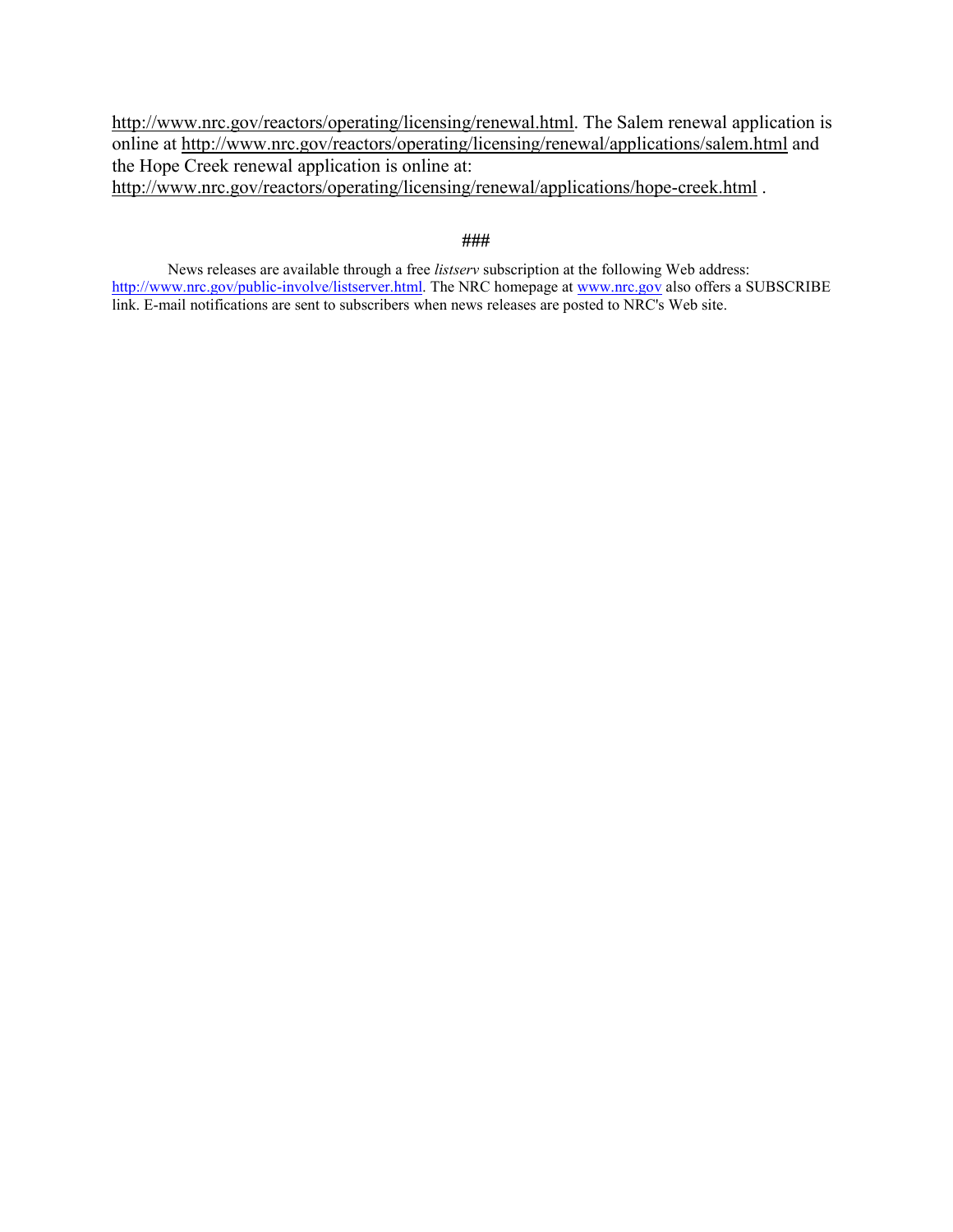http://www.nrc.gov/reactors/operating/licensing/renewal.html. The Salem renewal application is online at http://www.nrc.gov/reactors/operating/licensing/renewal/applications/salem.html and the Hope Creek renewal application is online at: http://www.nrc.gov/reactors/operating/licensing/renewal/applications/hope-creek.html .

###

News releases are available through a free *listserv* subscription at the following Web address: http://www.nrc.gov/public-involve/listserver.html. The NRC homepage at www.nrc.gov also offers a SUBSCRIBE link. E-mail notifications are sent to subscribers when news releases are posted to NRC's Web site.